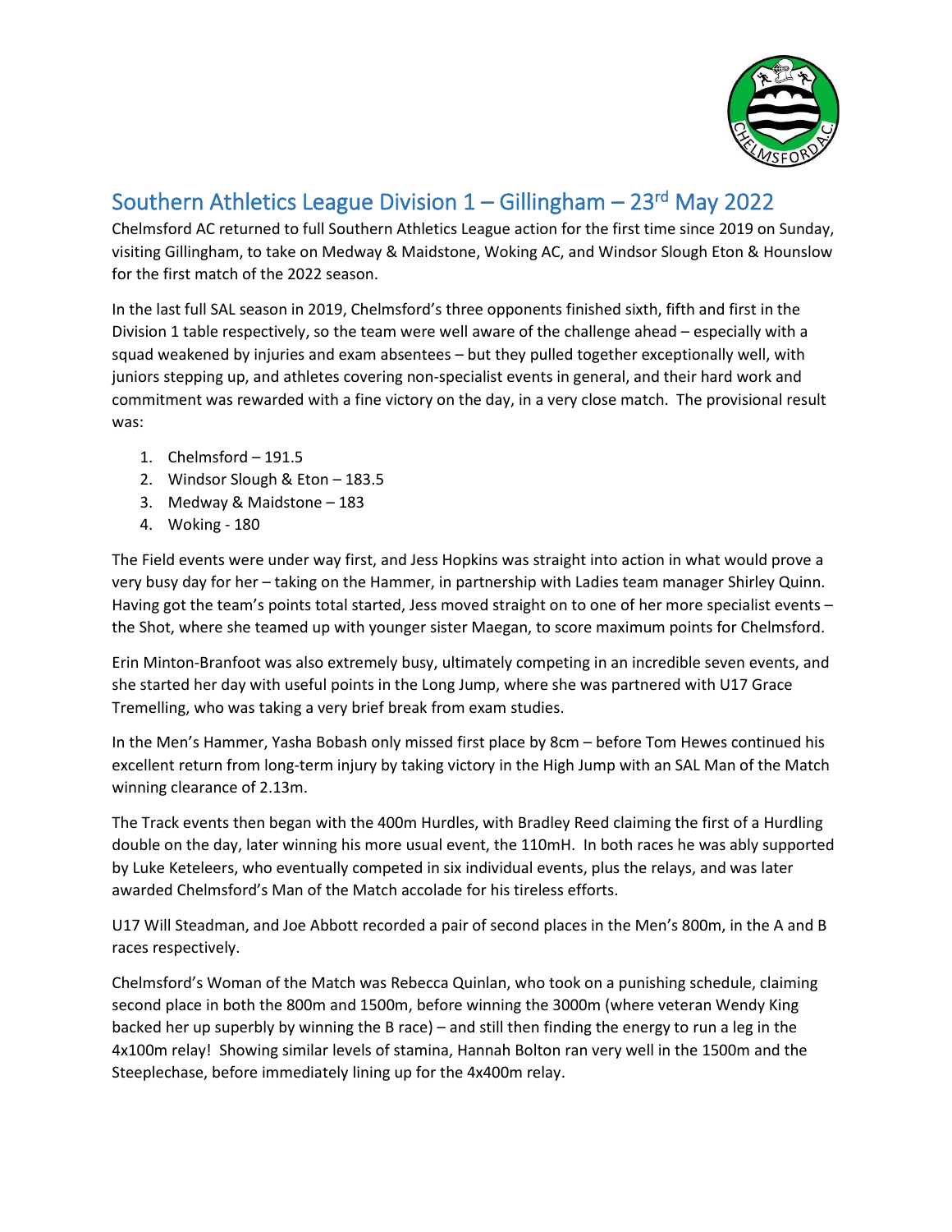# Southern Athletics League Division 1 – Gillingham – 23rd May 2022

Chelmsford AC returned to full Southern Athletics League action for the first time since 2019 on Sunday, visiting Gillingham, to take on Medway & Maidstone, Woking AC, and Windsor Slough Eton & Hounslow for the first match of the 2022 season.

In the last full SAL season in 2019, Chelmsford's three opponents finished sixth, fifth and first in the Division 1 table respectively, so the team were well aware of the challenge ahead – especially with a squad weakened by injuries and exam absentees – but they pulled together exceptionally well, with juniors stepping up, and athletes covering non-specialist events in general, and their hard work and commitment was rewarded with a fine victory on the day, in a very close match. The provisional result was:

1. Chelmsford – 191.5
2. Windsor Slough & Eton – 183.5
3. Medway & Maidstone – 183
4. Woking - 180

The Field events were under way first, and Jess Hopkins was straight into action in what would prove a very busy day for her – taking on the Hammer, in partnership with Ladies team manager Shirley Quinn. Having got the team's points total started, Jess moved straight on to one of her more specialist events – the Shot, where she teamed up with younger sister Maegan, to score maximum points for Chelmsford.

Erin Minton-Branfoot was also extremely busy, ultimately competing in an incredible seven events, and she started her day with useful points in the Long Jump, where she was partnered with U17 Grace Tremelling, who was taking a very brief break from exam studies.

In the Men's Hammer, Yasha Bobash only missed first place by 8cm – before Tom Hewes continued his excellent return from long-term injury by taking victory in the High Jump with an SAL Man of the Match winning clearance of 2.13m.

The Track events then began with the 400m Hurdles, with Bradley Reed claiming the first of a Hurdling double on the day, later winning his more usual event, the 110mH. In both races he was ably supported by Luke Keteleers, who eventually competed in six individual events, plus the relays, and was later awarded Chelmsford's Man of the Match accolade for his tireless efforts.

U17 Will Steadman, and Joe Abbott recorded a pair of second places in the Men's 800m, in the A and B races respectively.

Chelmsford's Woman of the Match was Rebecca Quinlan, who took on a punishing schedule, claiming second place in both the 800m and 1500m, before winning the 3000m (where veteran Wendy King backed her up superbly by winning the B race) – and still then finding the energy to run a leg in the 4x100m relay! Showing similar levels of stamina, Hannah Bolton ran very well in the 1500m and the Steeplechase, before immediately lining up for the 4x400m relay.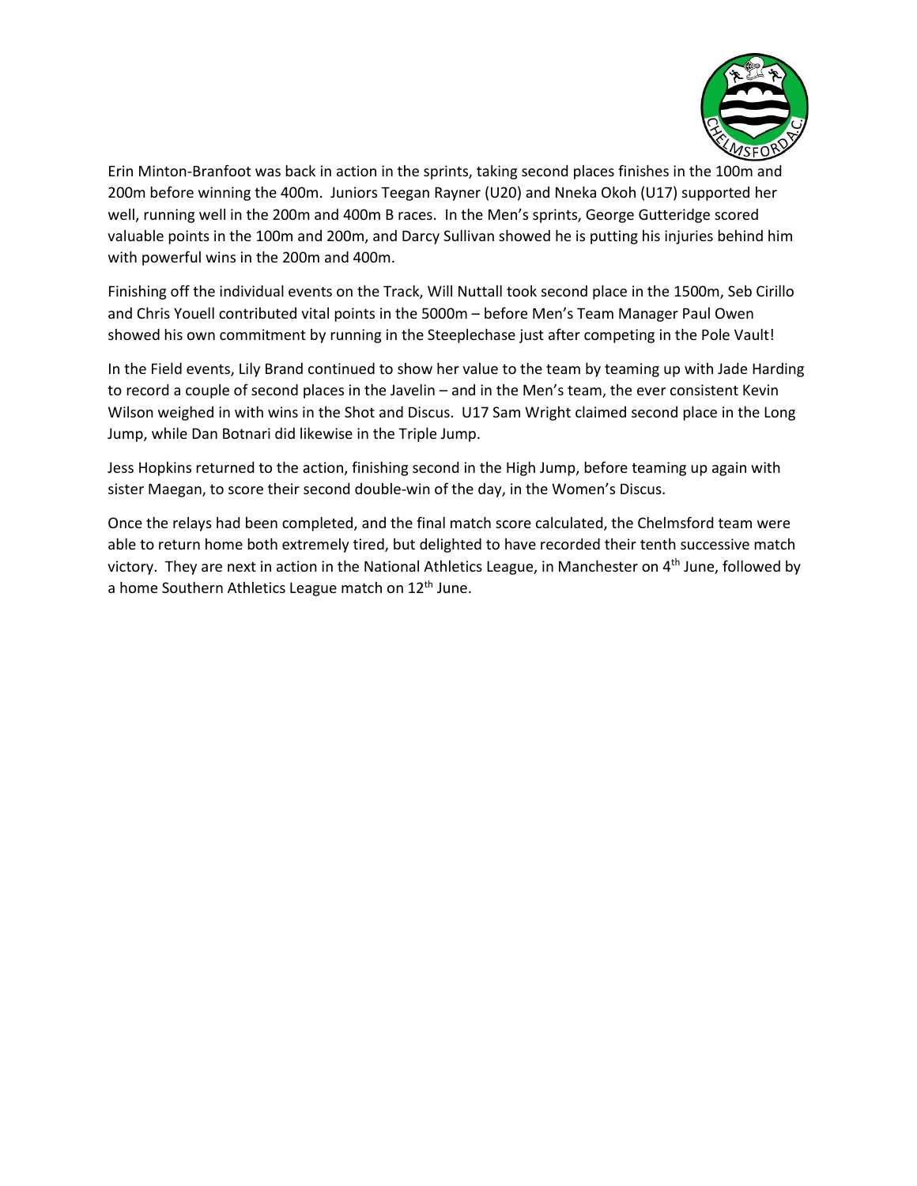Erin Minton-Branfoot was back in action in the sprints, taking second places finishes in the 100m and 200m before winning the 400m. Juniors Teegan Rayner (U20) and Nneka Okoh (U17) supported her well, running well in the 200m and 400m B races. In the Men's sprints, George Gutteridge scored valuable points in the 100m and 200m, and Darcy Sullivan showed he is putting his injuries behind him with powerful wins in the 200m and 400m.

Finishing off the individual events on the Track, Will Nuttall took second place in the 1500m, Seb Cirillo and Chris Youell contributed vital points in the 5000m – before Men's Team Manager Paul Owen showed his own commitment by running in the Steeplechase just after competing in the Pole Vault!

In the Field events, Lily Brand continued to show her value to the team by teaming up with Jade Harding to record a couple of second places in the Javelin – and in the Men's team, the ever consistent Kevin Wilson weighed in with wins in the Shot and Discus. U17 Sam Wright claimed second place in the Long Jump, while Dan Botnari did likewise in the Triple Jump.

Jess Hopkins returned to the action, finishing second in the High Jump, before teaming up again with sister Maegan, to score their second double-win of the day, in the Women's Discus.

Once the relays had been completed, and the final match score calculated, the Chelmsford team were able to return home both extremely tired, but delighted to have recorded their tenth successive match victory. They are next in action in the National Athletics League, in Manchester on 4th June, followed by a home Southern Athletics League match on 12th June.